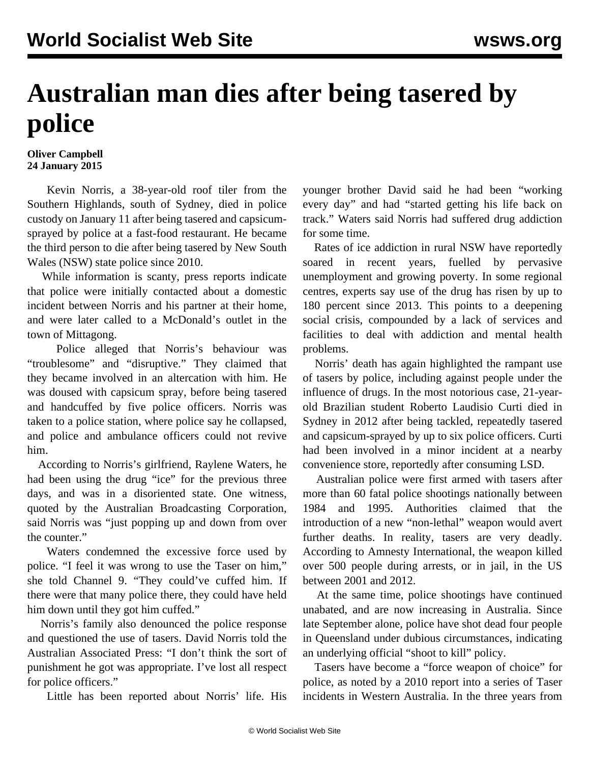# Australian man dies after being tasered by police

**Oliver Campbell**
**24 January 2015**

Kevin Norris, a 38-year-old roof tiler from the Southern Highlands, south of Sydney, died in police custody on January 11 after being tasered and capsicum-sprayed by police at a fast-food restaurant. He became the third person to die after being tasered by New South Wales (NSW) state police since 2010.

While information is scanty, press reports indicate that police were initially contacted about a domestic incident between Norris and his partner at their home, and were later called to a McDonald's outlet in the town of Mittagong.

Police alleged that Norris's behaviour was "troublesome" and "disruptive." They claimed that they became involved in an altercation with him. He was doused with capsicum spray, before being tasered and handcuffed by five police officers. Norris was taken to a police station, where police say he collapsed, and police and ambulance officers could not revive him.

According to Norris's girlfriend, Raylene Waters, he had been using the drug "ice" for the previous three days, and was in a disoriented state. One witness, quoted by the Australian Broadcasting Corporation, said Norris was "just popping up and down from over the counter."

Waters condemned the excessive force used by police. "I feel it was wrong to use the Taser on him," she told Channel 9. "They could've cuffed him. If there were that many police there, they could have held him down until they got him cuffed."

Norris's family also denounced the police response and questioned the use of tasers. David Norris told the Australian Associated Press: "I don't think the sort of punishment he got was appropriate. I've lost all respect for police officers."

Little has been reported about Norris' life. His younger brother David said he had been "working every day" and had "started getting his life back on track." Waters said Norris had suffered drug addiction for some time.

Rates of ice addiction in rural NSW have reportedly soared in recent years, fuelled by pervasive unemployment and growing poverty. In some regional centres, experts say use of the drug has risen by up to 180 percent since 2013. This points to a deepening social crisis, compounded by a lack of services and facilities to deal with addiction and mental health problems.

Norris' death has again highlighted the rampant use of tasers by police, including against people under the influence of drugs. In the most notorious case, 21-year-old Brazilian student Roberto Laudisio Curti died in Sydney in 2012 after being tackled, repeatedly tasered and capsicum-sprayed by up to six police officers. Curti had been involved in a minor incident at a nearby convenience store, reportedly after consuming LSD.

Australian police were first armed with tasers after more than 60 fatal police shootings nationally between 1984 and 1995. Authorities claimed that the introduction of a new "non-lethal" weapon would avert further deaths. In reality, tasers are very deadly. According to Amnesty International, the weapon killed over 500 people during arrests, or in jail, in the US between 2001 and 2012.

At the same time, police shootings have continued unabated, and are now increasing in Australia. Since late September alone, police have shot dead four people in Queensland under dubious circumstances, indicating an underlying official "shoot to kill" policy.

Tasers have become a "force weapon of choice" for police, as noted by a 2010 report into a series of Taser incidents in Western Australia. In the three years from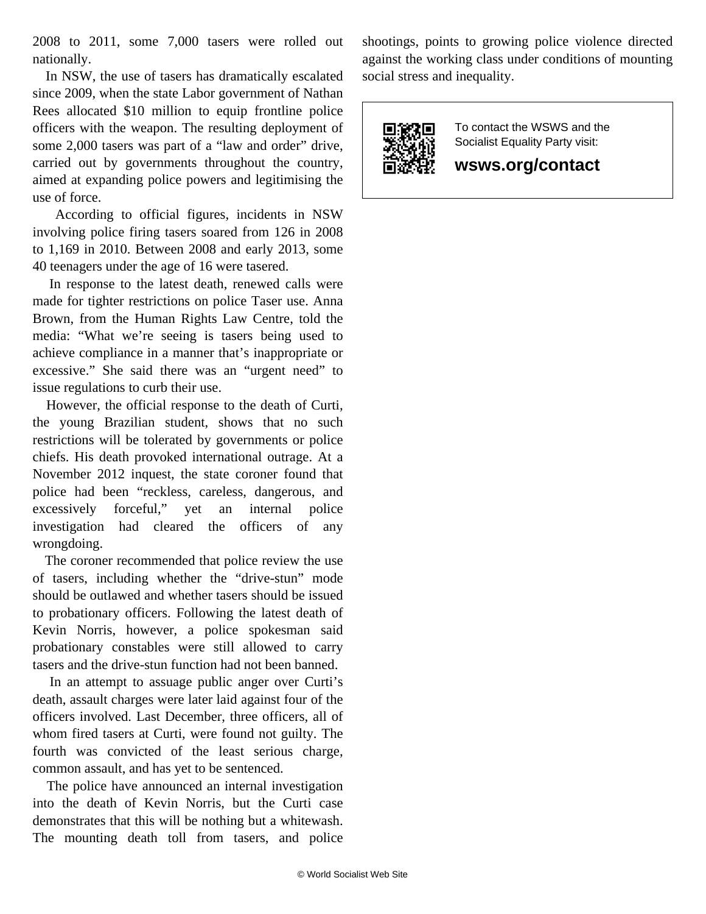2008 to 2011, some 7,000 tasers were rolled out nationally.

In NSW, the use of tasers has dramatically escalated since 2009, when the state Labor government of Nathan Rees allocated $10 million to equip frontline police officers with the weapon. The resulting deployment of some 2,000 tasers was part of a “law and order” drive, carried out by governments throughout the country, aimed at expanding police powers and legitimising the use of force.

According to official figures, incidents in NSW involving police firing tasers soared from 126 in 2008 to 1,169 in 2010. Between 2008 and early 2013, some 40 teenagers under the age of 16 were tasered.

In response to the latest death, renewed calls were made for tighter restrictions on police Taser use. Anna Brown, from the Human Rights Law Centre, told the media: “What we’re seeing is tasers being used to achieve compliance in a manner that’s inappropriate or excessive.” She said there was an “urgent need” to issue regulations to curb their use.

However, the official response to the death of Curti, the young Brazilian student, shows that no such restrictions will be tolerated by governments or police chiefs. His death provoked international outrage. At a November 2012 inquest, the state coroner found that police had been “reckless, careless, dangerous, and excessively forceful,” yet an internal police investigation had cleared the officers of any wrongdoing.

The coroner recommended that police review the use of tasers, including whether the “drive-stun” mode should be outlawed and whether tasers should be issued to probationary officers. Following the latest death of Kevin Norris, however, a police spokesman said probationary constables were still allowed to carry tasers and the drive-stun function had not been banned.

In an attempt to assuage public anger over Curti’s death, assault charges were later laid against four of the officers involved. Last December, three officers, all of whom fired tasers at Curti, were found not guilty. The fourth was convicted of the least serious charge, common assault, and has yet to be sentenced.

The police have announced an internal investigation into the death of Kevin Norris, but the Curti case demonstrates that this will be nothing but a whitewash. The mounting death toll from tasers, and police shootings, points to growing police violence directed against the working class under conditions of mounting social stress and inequality.

To contact the WSWS and the Socialist Equality Party visit:

**wsws.org/contact**